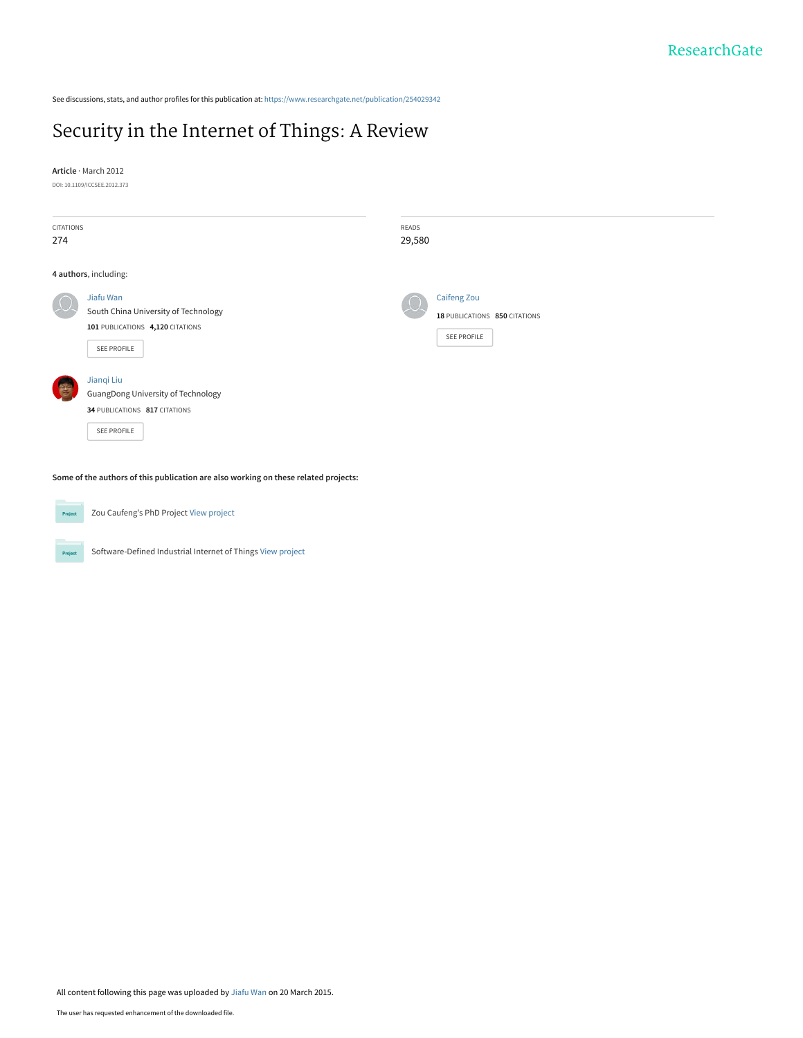ResearchGate

See discussions, stats, and author profiles for this publication at: https://www.researchgate.net/publication/254029342

# Security in the Internet of Things: A Review

**Article** · March 2012

DOI: 10.1109/ICCSEE.2012.373

| CITATIONS | READS |
| --- | --- |
| 274 | 29,580 |

**4 authors**, including:

**Jiafu Wan**
South China University of Technology
**101** PUBLICATIONS **4,120** CITATIONS
SEE PROFILE

**Caifeng Zou**
**18** PUBLICATIONS **850** CITATIONS
SEE PROFILE

**Jianqi Liu**
GuangDong University of Technology
**34** PUBLICATIONS **817** CITATIONS
SEE PROFILE

**Some of the authors of this publication are also working on these related projects:**

Zou Caufeng's PhD Project View project

Software-Defined Industrial Internet of Things View project

All content following this page was uploaded by Jiafu Wan on 20 March 2015.

The user has requested enhancement of the downloaded file.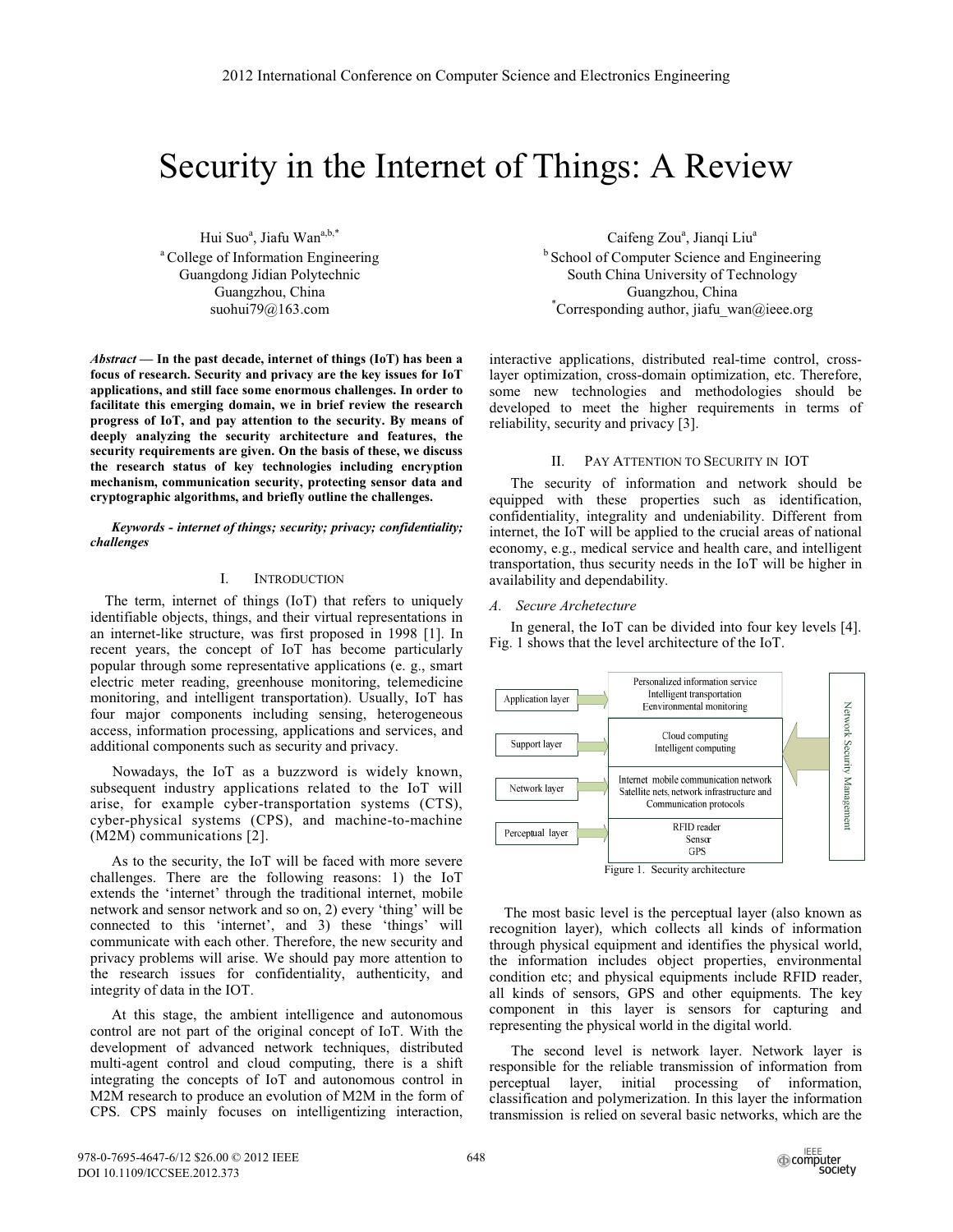# Security in the Internet of Things: A Review

Hui Suo[a], Jiafu Wan[a,b,*]
[a] College of Information Engineering
Guangdong Jidian Polytechnic
Guangzhou, China
suohui79@163.com

Caifeng Zou[a], Jianqi Liu[a]
[b] School of Computer Science and Engineering
South China University of Technology
Guangzhou, China
[*]Corresponding author, jiafu_wan@ieee.org

***Abstract*** **— In the past decade, internet of things (IoT) has been a focus of research. Security and privacy are the key issues for IoT applications, and still face some enormous challenges. In order to facilitate this emerging domain, we in brief review the research progress of IoT, and pay attention to the security. By means of deeply analyzing the security architecture and features, the security requirements are given. On the basis of these, we discuss the research status of key technologies including encryption mechanism, communication security, protecting sensor data and cryptographic algorithms, and briefly outline the challenges.**

***Keywords - internet of things; security; privacy; confidentiality; challenges***

## I. Introduction

The term, internet of things (IoT) that refers to uniquely identifiable objects, things, and their virtual representations in an internet-like structure, was first proposed in 1998 [1]. In recent years, the concept of IoT has become particularly popular through some representative applications (e. g., smart electric meter reading, greenhouse monitoring, telemedicine monitoring, and intelligent transportation). Usually, IoT has four major components including sensing, heterogeneous access, information processing, applications and services, and additional components such as security and privacy.

Nowadays, the IoT as a buzzword is widely known, subsequent industry applications related to the IoT will arise, for example cyber-transportation systems (CTS), cyber-physical systems (CPS), and machine-to-machine (M2M) communications [2].

As to the security, the IoT will be faced with more severe challenges. There are the following reasons: 1) the IoT extends the 'internet' through the traditional internet, mobile network and sensor network and so on, 2) every 'thing' will be connected to this 'internet', and 3) these 'things' will communicate with each other. Therefore, the new security and privacy problems will arise. We should pay more attention to the research issues for confidentiality, authenticity, and integrity of data in the IOT.

At this stage, the ambient intelligence and autonomous control are not part of the original concept of IoT. With the development of advanced network techniques, distributed multi-agent control and cloud computing, there is a shift integrating the concepts of IoT and autonomous control in M2M research to produce an evolution of M2M in the form of CPS. CPS mainly focuses on intelligentizing interaction, interactive applications, distributed real-time control, cross-layer optimization, cross-domain optimization, etc. Therefore, some new technologies and methodologies should be developed to meet the higher requirements in terms of reliability, security and privacy [3].

## II. Pay Attention to Security in IOT

The security of information and network should be equipped with these properties such as identification, confidentiality, integrality and undeniability. Different from internet, the IoT will be applied to the crucial areas of national economy, e.g., medical service and health care, and intelligent transportation, thus security needs in the IoT will be higher in availability and dependability.

### *A. Secure Archetecture*

In general, the IoT can be divided into four key levels [4]. Fig. 1 shows that the level architecture of the IoT.

| Layer | Components |
| --- | --- |
| Application layer | Personalized information service<br>Intelligent transportation<br>Environmental monitoring |
| Support layer | Cloud computing<br>Intelligent computing |
| Network layer | Internet mobile communication network<br>Satellite nets, network infrastructure and Communication protocols |
| Perceptual layer | RFID reader<br>Sensor<br>GPS |

Network Security Management

Figure 1. Security architecture

The most basic level is the perceptual layer (also known as recognition layer), which collects all kinds of information through physical equipment and identifies the physical world, the information includes object properties, environmental condition etc; and physical equipments include RFID reader, all kinds of sensors, GPS and other equipments. The key component in this layer is sensors for capturing and representing the physical world in the digital world.

The second level is network layer. Network layer is responsible for the reliable transmission of information from perceptual layer, initial processing of information, classification and polymerization. In this layer the information transmission is relied on several basic networks, which are the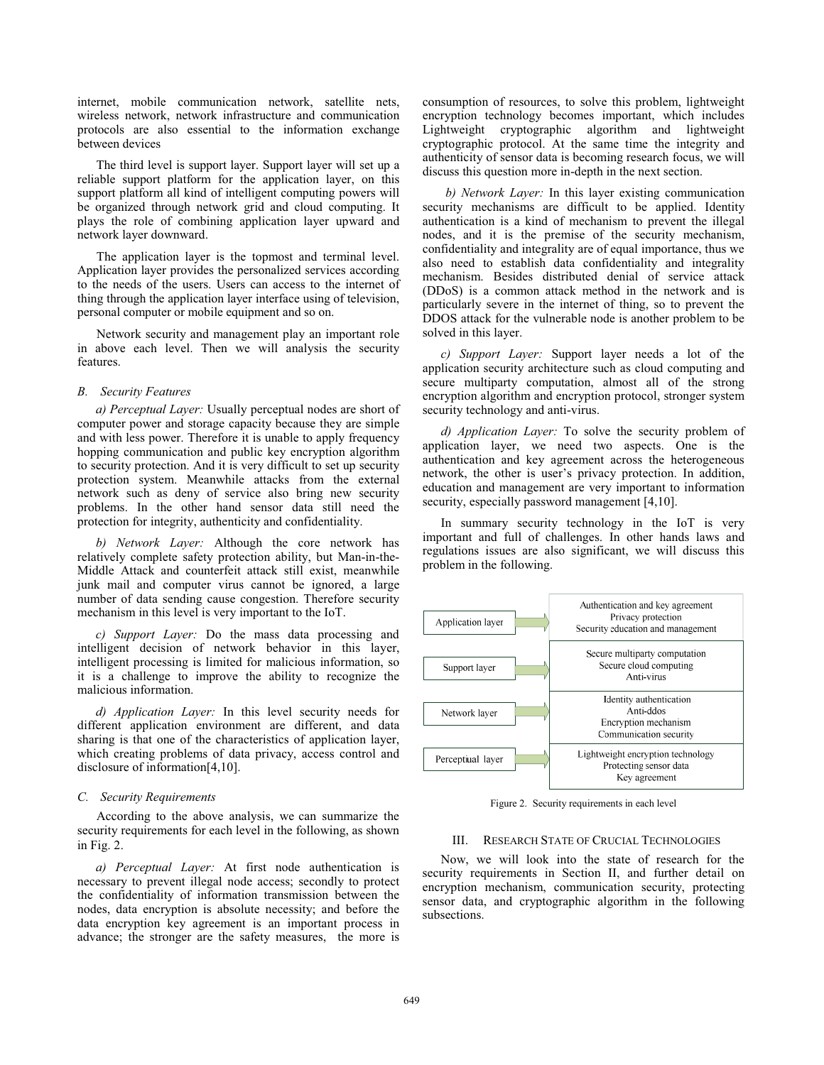internet, mobile communication network, satellite nets, wireless network, network infrastructure and communication protocols are also essential to the information exchange between devices

The third level is support layer. Support layer will set up a reliable support platform for the application layer, on this support platform all kind of intelligent computing powers will be organized through network grid and cloud computing. It plays the role of combining application layer upward and network layer downward.

The application layer is the topmost and terminal level. Application layer provides the personalized services according to the needs of the users. Users can access to the internet of thing through the application layer interface using of television, personal computer or mobile equipment and so on.

Network security and management play an important role in above each level. Then we will analysis the security features.

### B. Security Features

*a) Perceptual Layer:* Usually perceptual nodes are short of computer power and storage capacity because they are simple and with less power. Therefore it is unable to apply frequency hopping communication and public key encryption algorithm to security protection. And it is very difficult to set up security protection system. Meanwhile attacks from the external network such as deny of service also bring new security problems. In the other hand sensor data still need the protection for integrity, authenticity and confidentiality.

*b) Network Layer:* Although the core network has relatively complete safety protection ability, but Man-in-the-Middle Attack and counterfeit attack still exist, meanwhile junk mail and computer virus cannot be ignored, a large number of data sending cause congestion. Therefore security mechanism in this level is very important to the IoT.

*c) Support Layer:* Do the mass data processing and intelligent decision of network behavior in this layer, intelligent processing is limited for malicious information, so it is a challenge to improve the ability to recognize the malicious information.

*d) Application Layer:* In this level security needs for different application environment are different, and data sharing is that one of the characteristics of application layer, which creating problems of data privacy, access control and disclosure of information[4,10].

### C. Security Requirements

According to the above analysis, we can summarize the security requirements for each level in the following, as shown in Fig. 2.

*a) Perceptual Layer:* At first node authentication is necessary to prevent illegal node access; secondly to protect the confidentiality of information transmission between the nodes, data encryption is absolute necessity; and before the data encryption key agreement is an important process in advance; the stronger are the safety measures, the more is consumption of resources, to solve this problem, lightweight encryption technology becomes important, which includes Lightweight cryptographic algorithm and lightweight cryptographic protocol. At the same time the integrity and authenticity of sensor data is becoming research focus, we will discuss this question more in-depth in the next section.

*b) Network Layer:* In this layer existing communication security mechanisms are difficult to be applied. Identity authentication is a kind of mechanism to prevent the illegal nodes, and it is the premise of the security mechanism, confidentiality and integrality are of equal importance, thus we also need to establish data confidentiality and integrality mechanism. Besides distributed denial of service attack (DDoS) is a common attack method in the network and is particularly severe in the internet of thing, so to prevent the DDOS attack for the vulnerable node is another problem to be solved in this layer.

*c) Support Layer:* Support layer needs a lot of the application security architecture such as cloud computing and secure multiparty computation, almost all of the strong encryption algorithm and encryption protocol, stronger system security technology and anti-virus.

*d) Application Layer:* To solve the security problem of application layer, we need two aspects. One is the authentication and key agreement across the heterogeneous network, the other is user's privacy protection. In addition, education and management are very important to information security, especially password management [4,10].

In summary security technology in the IoT is very important and full of challenges. In other hands laws and regulations issues are also significant, we will discuss this problem in the following.

Application layer
Authentication and key agreement
Privacy protection
Security education and management

Support layer
Secure multiparty computation
Secure cloud computing
Anti-virus

Network layer
Identity authentication
Anti-ddos
Encryption mechanism
Communication security

Perceptual layer
Lightweight encryption technology
Protecting sensor data
Key agreement

Figure 2. Security requirements in each level

## III. Research State of Crucial Technologies

Now, we will look into the state of research for the security requirements in Section II, and further detail on encryption mechanism, communication security, protecting sensor data, and cryptographic algorithm in the following subsections.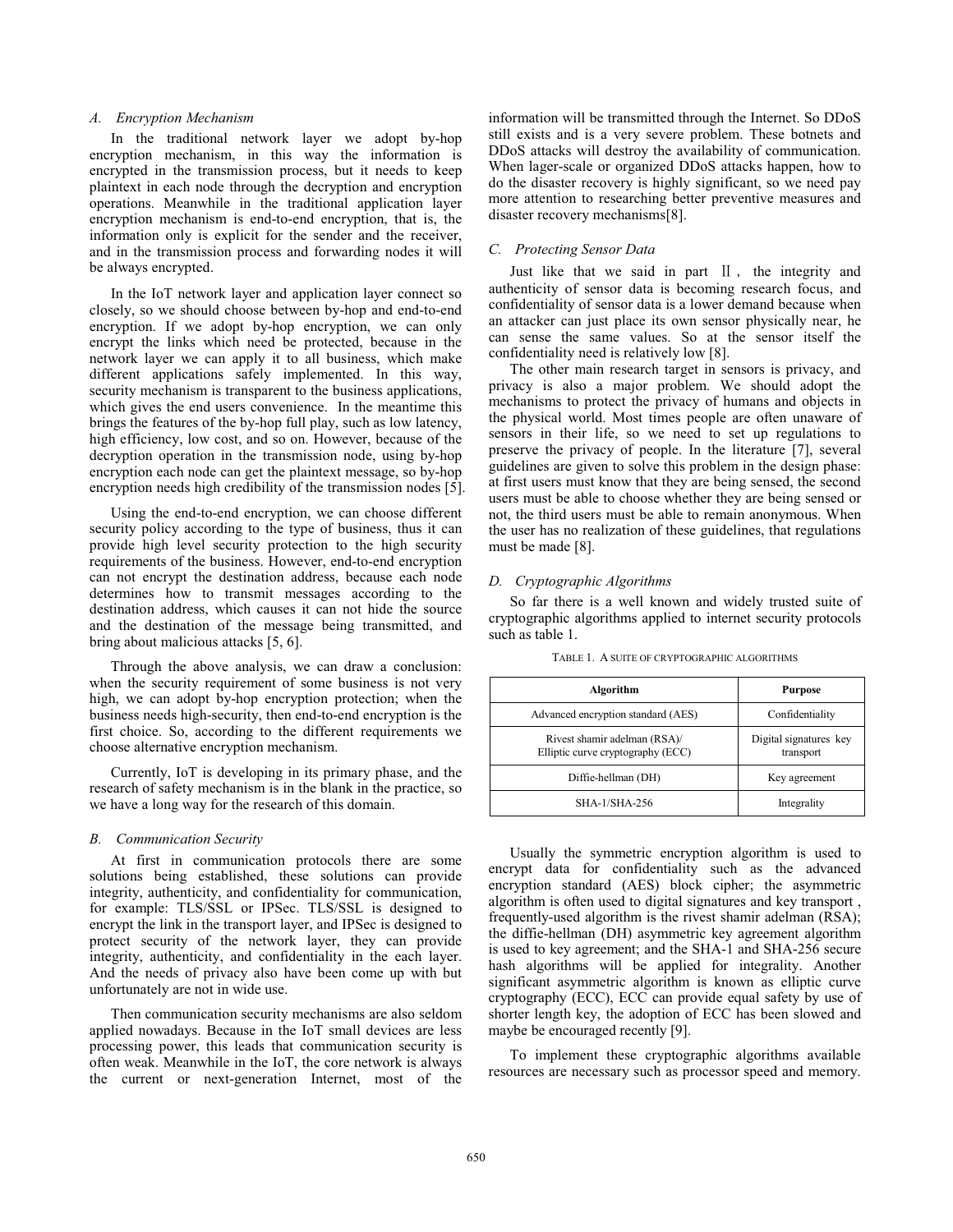### A. Encryption Mechanism

In the traditional network layer we adopt by-hop encryption mechanism, in this way the information is encrypted in the transmission process, but it needs to keep plaintext in each node through the decryption and encryption operations. Meanwhile in the traditional application layer encryption mechanism is end-to-end encryption, that is, the information only is explicit for the sender and the receiver, and in the transmission process and forwarding nodes it will be always encrypted.

In the IoT network layer and application layer connect so closely, so we should choose between by-hop and end-to-end encryption. If we adopt by-hop encryption, we can only encrypt the links which need be protected, because in the network layer we can apply it to all business, which make different applications safely implemented. In this way, security mechanism is transparent to the business applications, which gives the end users convenience. In the meantime this brings the features of the by-hop full play, such as low latency, high efficiency, low cost, and so on. However, because of the decryption operation in the transmission node, using by-hop encryption each node can get the plaintext message, so by-hop encryption needs high credibility of the transmission nodes [5].

Using the end-to-end encryption, we can choose different security policy according to the type of business, thus it can provide high level security protection to the high security requirements of the business. However, end-to-end encryption can not encrypt the destination address, because each node determines how to transmit messages according to the destination address, which causes it can not hide the source and the destination of the message being transmitted, and bring about malicious attacks [5, 6].

Through the above analysis, we can draw a conclusion: when the security requirement of some business is not very high, we can adopt by-hop encryption protection; when the business needs high-security, then end-to-end encryption is the first choice. So, according to the different requirements we choose alternative encryption mechanism.

Currently, IoT is developing in its primary phase, and the research of safety mechanism is in the blank in the practice, so we have a long way for the research of this domain.

### B. Communication Security

At first in communication protocols there are some solutions being established, these solutions can provide integrity, authenticity, and confidentiality for communication, for example: TLS/SSL or IPSec. TLS/SSL is designed to encrypt the link in the transport layer, and IPSec is designed to protect security of the network layer, they can provide integrity, authenticity, and confidentiality in the each layer. And the needs of privacy also have been come up with but unfortunately are not in wide use.

Then communication security mechanisms are also seldom applied nowadays. Because in the IoT small devices are less processing power, this leads that communication security is often weak. Meanwhile in the IoT, the core network is always the current or next-generation Internet, most of the information will be transmitted through the Internet. So DDoS still exists and is a very severe problem. These botnets and DDoS attacks will destroy the availability of communication. When lager-scale or organized DDoS attacks happen, how to do the disaster recovery is highly significant, so we need pay more attention to researching better preventive measures and disaster recovery mechanisms[8].

### C. Protecting Sensor Data

Just like that we said in part Ⅱ, the integrity and authenticity of sensor data is becoming research focus, and confidentiality of sensor data is a lower demand because when an attacker can just place its own sensor physically near, he can sense the same values. So at the sensor itself the confidentiality need is relatively low [8].

The other main research target in sensors is privacy, and privacy is also a major problem. We should adopt the mechanisms to protect the privacy of humans and objects in the physical world. Most times people are often unaware of sensors in their life, so we need to set up regulations to preserve the privacy of people. In the literature [7], several guidelines are given to solve this problem in the design phase: at first users must know that they are being sensed, the second users must be able to choose whether they are being sensed or not, the third users must be able to remain anonymous. When the user has no realization of these guidelines, that regulations must be made [8].

### D. Cryptographic Algorithms

So far there is a well known and widely trusted suite of cryptographic algorithms applied to internet security protocols such as table 1.

TABLE 1. A SUITE OF CRYPTOGRAPHIC ALGORITHMS

| Algorithm | Purpose |
|---|---|
| Advanced encryption standard (AES) | Confidentiality |
| Rivest shamir adelman (RSA)/ Elliptic curve cryptography (ECC) | Digital signatures key transport |
| Diffie-hellman (DH) | Key agreement |
| SHA-1/SHA-256 | Integrality |

Usually the symmetric encryption algorithm is used to encrypt data for confidentiality such as the advanced encryption standard (AES) block cipher; the asymmetric algorithm is often used to digital signatures and key transport , frequently-used algorithm is the rivest shamir adelman (RSA); the diffie-hellman (DH) asymmetric key agreement algorithm is used to key agreement; and the SHA-1 and SHA-256 secure hash algorithms will be applied for integrality. Another significant asymmetric algorithm is known as elliptic curve cryptography (ECC), ECC can provide equal safety by use of shorter length key, the adoption of ECC has been slowed and maybe be encouraged recently [9].

To implement these cryptographic algorithms available resources are necessary such as processor speed and memory.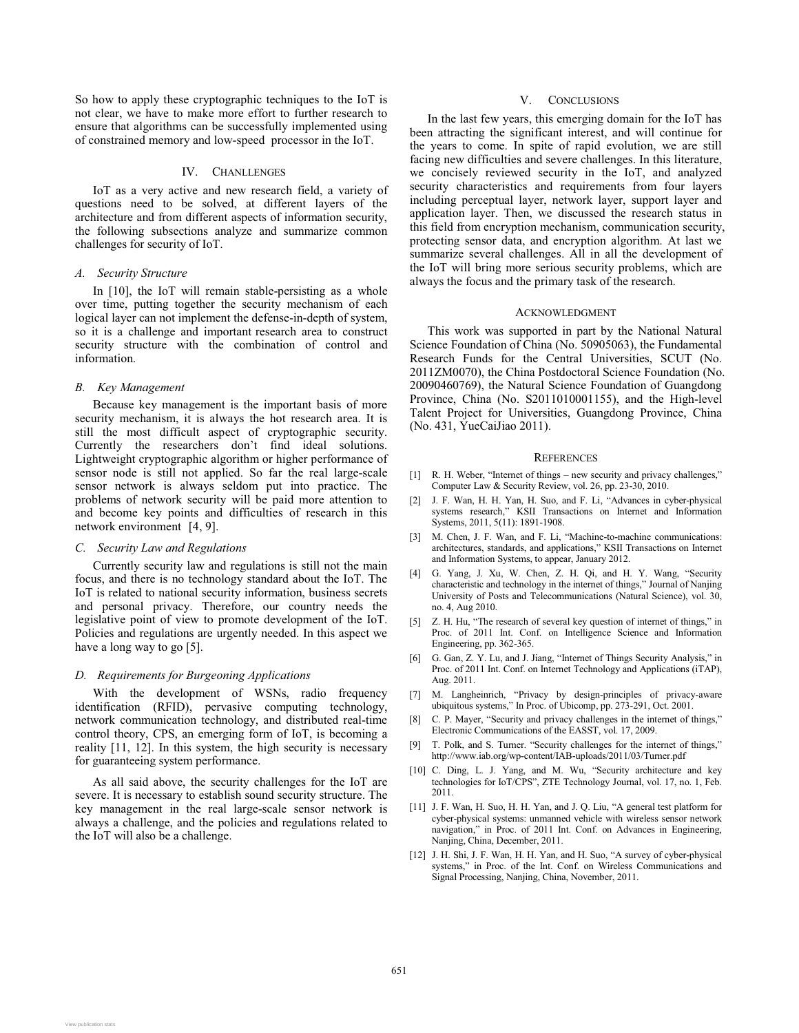So how to apply these cryptographic techniques to the IoT is not clear, we have to make more effort to further research to ensure that algorithms can be successfully implemented using of constrained memory and low-speed processor in the IoT.

## IV. CHANLLENGES

IoT as a very active and new research field, a variety of questions need to be solved, at different layers of the architecture and from different aspects of information security, the following subsections analyze and summarize common challenges for security of IoT.

### *A. Security Structure*

In [10], the IoT will remain stable-persisting as a whole over time, putting together the security mechanism of each logical layer can not implement the defense-in-depth of system, so it is a challenge and important research area to construct security structure with the combination of control and information.

### *B. Key Management*

Because key management is the important basis of more security mechanism, it is always the hot research area. It is still the most difficult aspect of cryptographic security. Currently the researchers don't find ideal solutions. Lightweight cryptographic algorithm or higher performance of sensor node is still not applied. So far the real large-scale sensor network is always seldom put into practice. The problems of network security will be paid more attention to and become key points and difficulties of research in this network environment [4, 9].

### *C. Security Law and Regulations*

Currently security law and regulations is still not the main focus, and there is no technology standard about the IoT. The IoT is related to national security information, business secrets and personal privacy. Therefore, our country needs the legislative point of view to promote development of the IoT. Policies and regulations are urgently needed. In this aspect we have a long way to go [5].

### *D. Requirements for Burgeoning Applications*

With the development of WSNs, radio frequency identification (RFID), pervasive computing technology, network communication technology, and distributed real-time control theory, CPS, an emerging form of IoT, is becoming a reality [11, 12]. In this system, the high security is necessary for guaranteeing system performance.

As all said above, the security challenges for the IoT are severe. It is necessary to establish sound security structure. The key management in the real large-scale sensor network is always a challenge, and the policies and regulations related to the IoT will also be a challenge.

## V. CONCLUSIONS

In the last few years, this emerging domain for the IoT has been attracting the significant interest, and will continue for the years to come. In spite of rapid evolution, we are still facing new difficulties and severe challenges. In this literature, we concisely reviewed security in the IoT, and analyzed security characteristics and requirements from four layers including perceptual layer, network layer, support layer and application layer. Then, we discussed the research status in this field from encryption mechanism, communication security, protecting sensor data, and encryption algorithm. At last we summarize several challenges. All in all the development of the IoT will bring more serious security problems, which are always the focus and the primary task of the research.

## ACKNOWLEDGMENT

This work was supported in part by the National Natural Science Foundation of China (No. 50905063), the Fundamental Research Funds for the Central Universities, SCUT (No. 2011ZM0070), the China Postdoctoral Science Foundation (No. 20090460769), the Natural Science Foundation of Guangdong Province, China (No. S2011010001155), and the High-level Talent Project for Universities, Guangdong Province, China (No. 431, YueCaiJiao 2011).

## REFERENCES

[1] R. H. Weber, "Internet of things – new security and privacy challenges," Computer Law & Security Review, vol. 26, pp. 23-30, 2010.

[2] J. F. Wan, H. H. Yan, H. Suo, and F. Li, "Advances in cyber-physical systems research," KSII Transactions on Internet and Information Systems, 2011, 5(11): 1891-1908.

[3] M. Chen, J. F. Wan, and F. Li, "Machine-to-machine communications: architectures, standards, and applications," KSII Transactions on Internet and Information Systems, to appear, January 2012.

[4] G. Yang, J. Xu, W. Chen, Z. H. Qi, and H. Y. Wang, "Security characteristic and technology in the internet of things," Journal of Nanjing University of Posts and Telecommunications (Natural Science), vol. 30, no. 4, Aug 2010.

[5] Z. H. Hu, "The research of several key question of internet of things," in Proc. of 2011 Int. Conf. on Intelligence Science and Information Engineering, pp. 362-365.

[6] G. Gan, Z. Y. Lu, and J. Jiang, "Internet of Things Security Analysis," in Proc. of 2011 Int. Conf. on Internet Technology and Applications (iTAP), Aug. 2011.

[7] M. Langheinrich, "Privacy by design-principles of privacy-aware ubiquitous systems," In Proc. of Ubicomp, pp. 273-291, Oct. 2001.

[8] C. P. Mayer, "Security and privacy challenges in the internet of things," Electronic Communications of the EASST, vol. 17, 2009.

[9] T. Polk, and S. Turner. "Security challenges for the internet of things," http://www.iab.org/wp-content/IAB-uploads/2011/03/Turner.pdf

[10] C. Ding, L. J. Yang, and M. Wu, "Security architecture and key technologies for IoT/CPS", ZTE Technology Journal, vol. 17, no. 1, Feb. 2011.

[11] J. F. Wan, H. Suo, H. H. Yan, and J. Q. Liu, "A general test platform for cyber-physical systems: unmanned vehicle with wireless sensor network navigation," in Proc. of 2011 Int. Conf. on Advances in Engineering, Nanjing, China, December, 2011.

[12] J. H. Shi, J. F. Wan, H. H. Yan, and H. Suo, "A survey of cyber-physical systems," in Proc. of the Int. Conf. on Wireless Communications and Signal Processing, Nanjing, China, November, 2011.